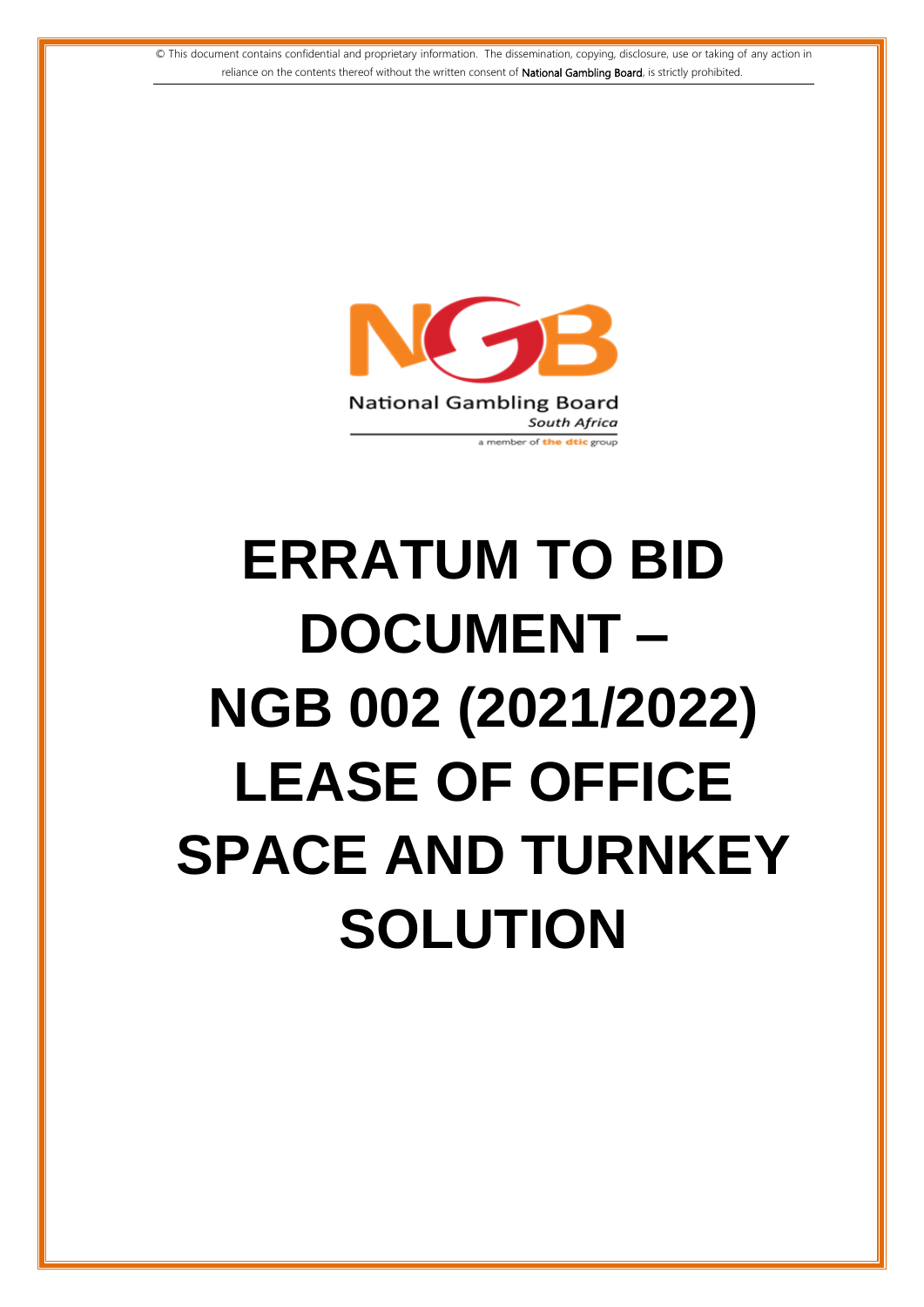© This document contains confidential and proprietary information. The dissemination, copying, disclosure, use or taking of any action in reliance on the contents thereof without the written consent of National Gambling Board, is strictly prohibited.

National Gambling Board

*South Africa*

a member of the dtic group

# ERRATUM TO BID DOCUMENT – NGB 002 (2021/2022) LEASE OF OFFICE SPACE AND TURNKEY SOLUTION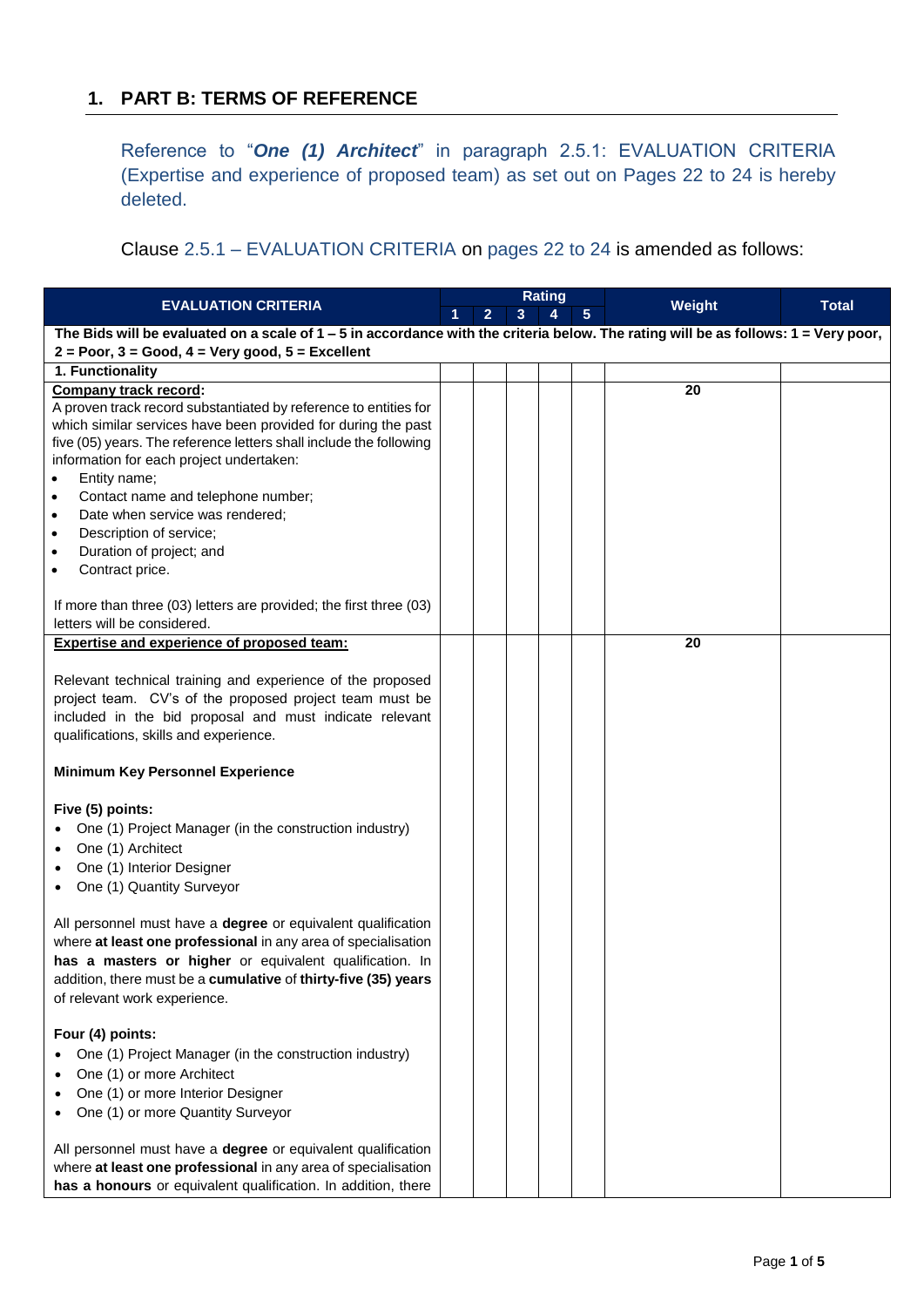## 1. PART B: TERMS OF REFERENCE

Reference to "***One (1) Architect***" in paragraph 2.5.1: EVALUATION CRITERIA (Expertise and experience of proposed team) as set out on Pages 22 to 24 is hereby deleted.

Clause 2.5.1 – EVALUATION CRITERIA on pages 22 to 24 is amended as follows:

| EVALUATION CRITERIA | Rating | | | | | Weight | Total |
|---|---|---|---|---|---|---|---|
| | 1 | 2 | 3 | 4 | 5 | | |
| **The Bids will be evaluated on a scale of 1 – 5 in accordance with the criteria below. The rating will be as follows: 1 = Very poor, 2 = Poor, 3 = Good, 4 = Very good, 5 = Excellent** | | | | | | | |
| **1. Functionality** | | | | | | | |
| **Company track record:**<br>A proven track record substantiated by reference to entities for which similar services have been provided for during the past five (05) years. The reference letters shall include the following information for each project undertaken:<br>• Entity name;<br>• Contact name and telephone number;<br>• Date when service was rendered;<br>• Description of service;<br>• Duration of project; and<br>• Contract price.<br><br>If more than three (03) letters are provided; the first three (03) letters will be considered. | | | | | | **20** | |
| **Expertise and experience of proposed team:**<br><br>Relevant technical training and experience of the proposed project team. CV's of the proposed project team must be included in the bid proposal and must indicate relevant qualifications, skills and experience.<br><br>**Minimum Key Personnel Experience**<br><br>**Five (5) points:**<br>• One (1) Project Manager (in the construction industry)<br>• One (1) Architect<br>• One (1) Interior Designer<br>• One (1) Quantity Surveyor<br><br>All personnel must have a **degree** or equivalent qualification where **at least one professional** in any area of specialisation **has a masters or higher** or equivalent qualification. In addition, there must be a **cumulative** of **thirty-five (35) years** of relevant work experience.<br><br>**Four (4) points:**<br>• One (1) Project Manager (in the construction industry)<br>• One (1) or more Architect<br>• One (1) or more Interior Designer<br>• One (1) or more Quantity Surveyor<br><br>All personnel must have a **degree** or equivalent qualification where **at least one professional** in any area of specialisation **has a honours** or equivalent qualification. In addition, there | | | | | | **20** | |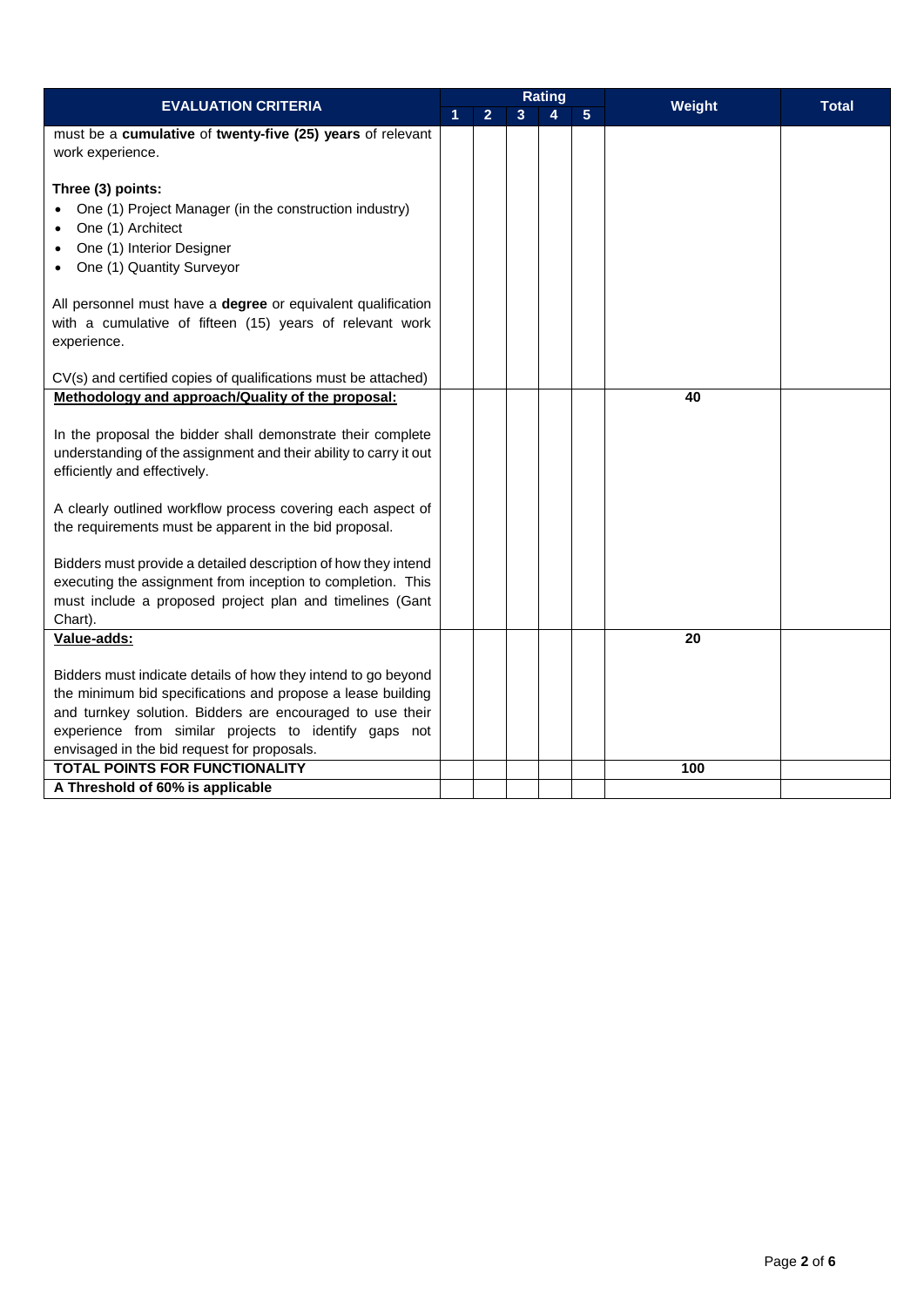| EVALUATION CRITERIA | Rating | | | | | Weight | Total |
|---|---|---|---|---|---|---|---|
| | 1 | 2 | 3 | 4 | 5 | | |
| must be a **cumulative** of **twenty-five (25) years** of relevant work experience.<br><br>**Three (3) points:**<br>• One (1) Project Manager (in the construction industry)<br>• One (1) Architect<br>• One (1) Interior Designer<br>• One (1) Quantity Surveyor<br><br>All personnel must have a **degree** or equivalent qualification with a cumulative of fifteen (15) years of relevant work experience.<br><br>CV(s) and certified copies of qualifications must be attached) | | | | | | | |
| **Methodology and approach/Quality of the proposal:**<br><br>In the proposal the bidder shall demonstrate their complete understanding of the assignment and their ability to carry it out efficiently and effectively.<br><br>A clearly outlined workflow process covering each aspect of the requirements must be apparent in the bid proposal.<br><br>Bidders must provide a detailed description of how they intend executing the assignment from inception to completion. This must include a proposed project plan and timelines (Gant Chart). | | | | | | 40 | |
| **Value-adds:**<br><br>Bidders must indicate details of how they intend to go beyond the minimum bid specifications and propose a lease building and turnkey solution. Bidders are encouraged to use their experience from similar projects to identify gaps not envisaged in the bid request for proposals. | | | | | | 20 | |
| **TOTAL POINTS FOR FUNCTIONALITY** | | | | | | 100 | |
| **A Threshold of 60% is applicable** | | | | | | | |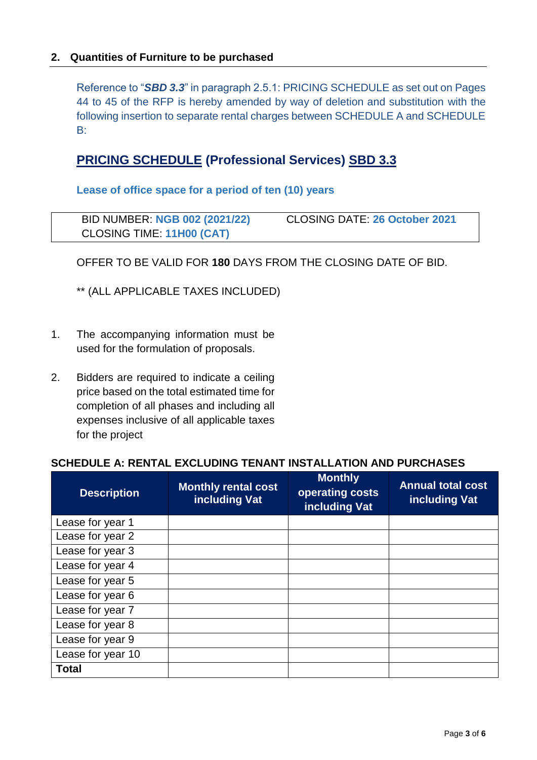## 2. Quantities of Furniture to be purchased

Reference to "***SBD 3.3***" in paragraph 2.5.1: PRICING SCHEDULE as set out on Pages 44 to 45 of the RFP is hereby amended by way of deletion and substitution with the following insertion to separate rental charges between SCHEDULE A and SCHEDULE B:

## PRICING SCHEDULE (Professional Services) SBD 3.3

**Lease of office space for a period of ten (10) years**

| BID NUMBER: **NGB 002 (2021/22)** | CLOSING DATE: **26 October 2021** |
|---|---|
| CLOSING TIME: **11H00 (CAT)** | |

OFFER TO BE VALID FOR **180** DAYS FROM THE CLOSING DATE OF BID.

** (ALL APPLICABLE TAXES INCLUDED)

1. The accompanying information must be used for the formulation of proposals.

2. Bidders are required to indicate a ceiling price based on the total estimated time for completion of all phases and including all expenses inclusive of all applicable taxes for the project

**SCHEDULE A: RENTAL EXCLUDING TENANT INSTALLATION AND PURCHASES**

| Description | Monthly rental cost including Vat | Monthly operating costs including Vat | Annual total cost including Vat |
|---|---|---|---|
| Lease for year 1 | | | |
| Lease for year 2 | | | |
| Lease for year 3 | | | |
| Lease for year 4 | | | |
| Lease for year 5 | | | |
| Lease for year 6 | | | |
| Lease for year 7 | | | |
| Lease for year 8 | | | |
| Lease for year 9 | | | |
| Lease for year 10 | | | |
| **Total** | | | |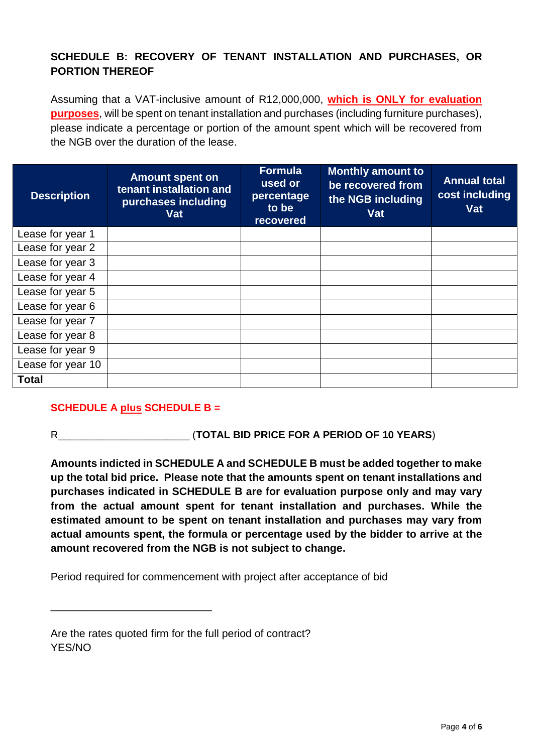## SCHEDULE B: RECOVERY OF TENANT INSTALLATION AND PURCHASES, OR PORTION THEREOF

Assuming that a VAT-inclusive amount of R12,000,000, **which is ONLY for evaluation purposes**, will be spent on tenant installation and purchases (including furniture purchases), please indicate a percentage or portion of the amount spent which will be recovered from the NGB over the duration of the lease.

| Description | Amount spent on tenant installation and purchases including Vat | Formula used or percentage to be recovered | Monthly amount to be recovered from the NGB including Vat | Annual total cost including Vat |
|---|---|---|---|---|
| Lease for year 1 | | | | |
| Lease for year 2 | | | | |
| Lease for year 3 | | | | |
| Lease for year 4 | | | | |
| Lease for year 5 | | | | |
| Lease for year 6 | | | | |
| Lease for year 7 | | | | |
| Lease for year 8 | | | | |
| Lease for year 9 | | | | |
| Lease for year 10 | | | | |
| **Total** | | | | |

**SCHEDULE A plus SCHEDULE B =**

R______________________ (**TOTAL BID PRICE FOR A PERIOD OF 10 YEARS**)

**Amounts indicted in SCHEDULE A and SCHEDULE B must be added together to make up the total bid price. Please note that the amounts spent on tenant installations and purchases indicated in SCHEDULE B are for evaluation purpose only and may vary from the actual amount spent for tenant installation and purchases. While the estimated amount to be spent on tenant installation and purchases may vary from actual amounts spent, the formula or percentage used by the bidder to arrive at the amount recovered from the NGB is not subject to change.**

Period required for commencement with project after acceptance of bid

____________________________

Are the rates quoted firm for the full period of contract?
YES/NO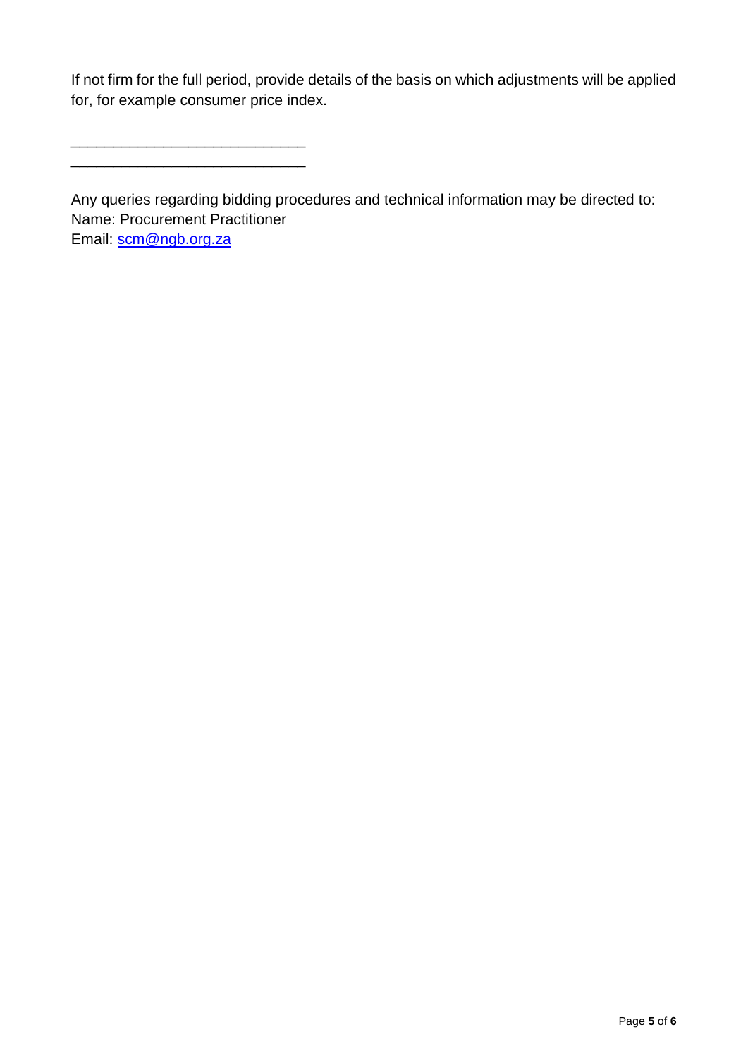If not firm for the full period, provide details of the basis on which adjustments will be applied for, for example consumer price index.

____________________________
____________________________

Any queries regarding bidding procedures and technical information may be directed to:
Name: Procurement Practitioner
Email: [scm@ngb.org.za](mailto:scm@ngb.org.za)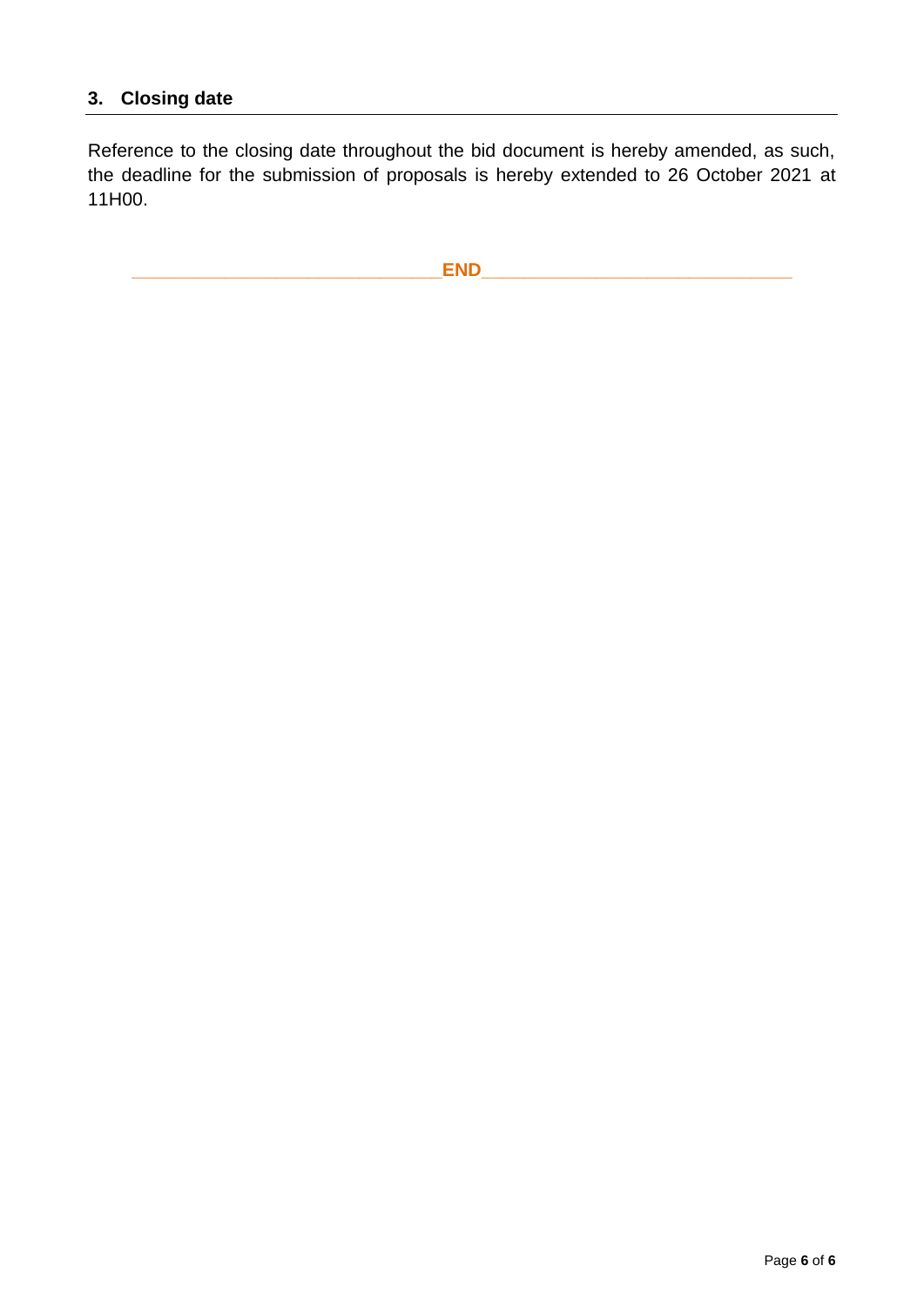## 3. Closing date

Reference to the closing date throughout the bid document is hereby amended, as such, the deadline for the submission of proposals is hereby extended to 26 October 2021 at 11H00.

**END**